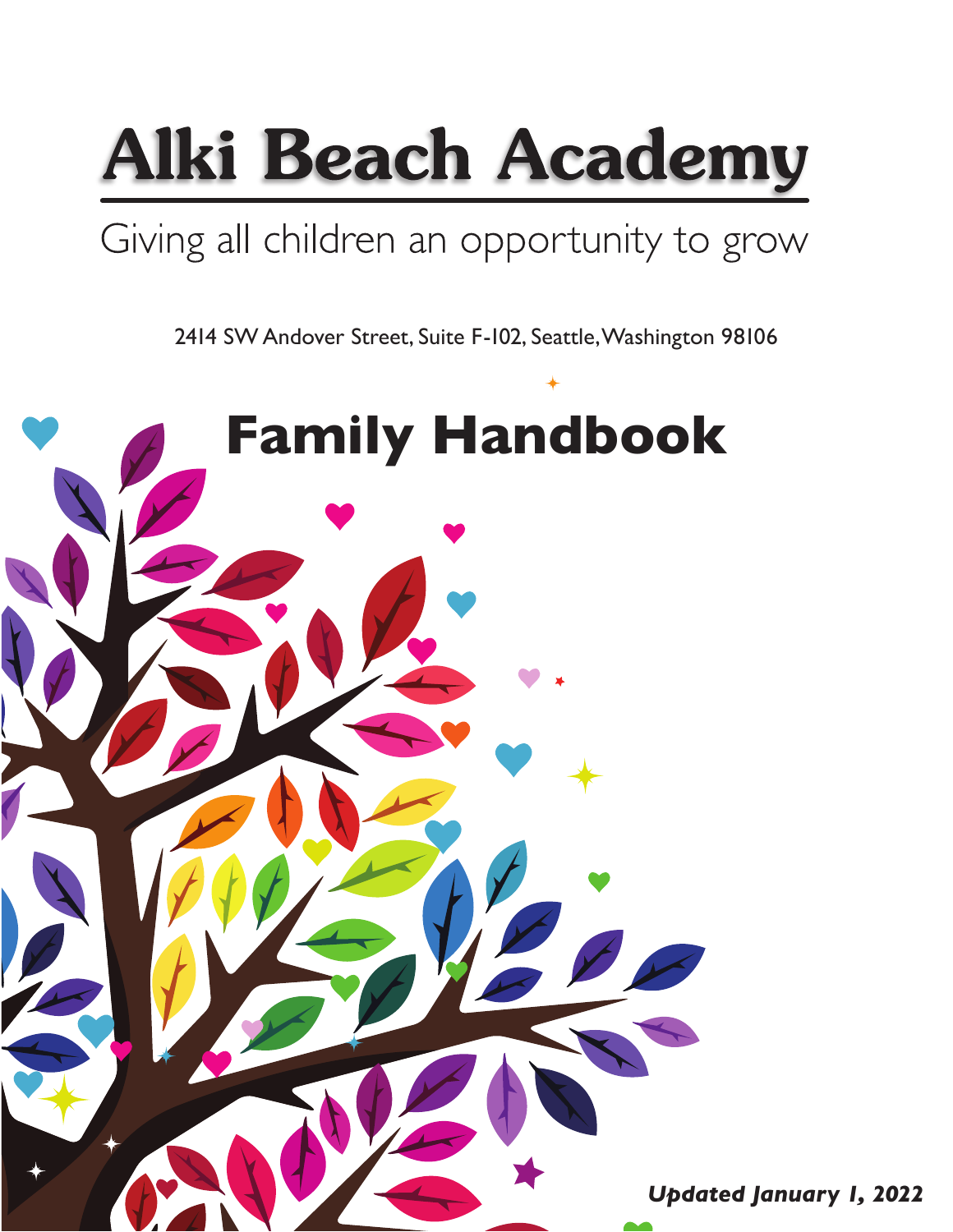# Alki Beach Academy

Giving all children an opportunity to grow

2414 SW Andover Street, Suite F-102, Seattle, Washington 98106

# Family Handbook

***Updated January 1, 2022***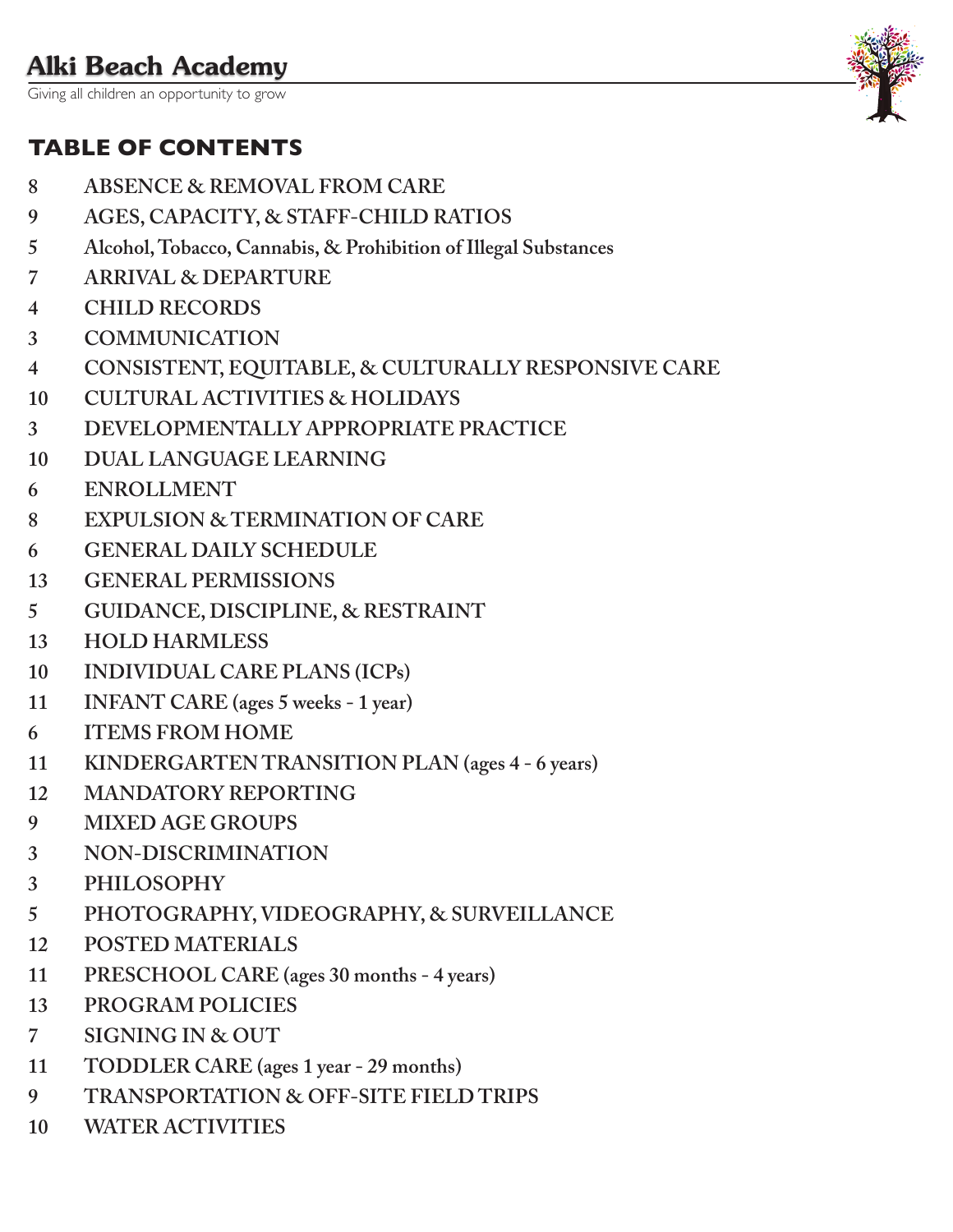# TABLE OF CONTENTS

8 ABSENCE & REMOVAL FROM CARE
9 AGES, CAPACITY, & STAFF-CHILD RATIOS
5 Alcohol, Tobacco, Cannabis, & Prohibition of Illegal Substances
7 ARRIVAL & DEPARTURE
4 CHILD RECORDS
3 COMMUNICATION
4 CONSISTENT, EQUITABLE, & CULTURALLY RESPONSIVE CARE
10 CULTURAL ACTIVITIES & HOLIDAYS
3 DEVELOPMENTALLY APPROPRIATE PRACTICE
10 DUAL LANGUAGE LEARNING
6 ENROLLMENT
8 EXPULSION & TERMINATION OF CARE
6 GENERAL DAILY SCHEDULE
13 GENERAL PERMISSIONS
5 GUIDANCE, DISCIPLINE, & RESTRAINT
13 HOLD HARMLESS
10 INDIVIDUAL CARE PLANS (ICPs)
11 INFANT CARE (ages 5 weeks - 1 year)
6 ITEMS FROM HOME
11 KINDERGARTEN TRANSITION PLAN (ages 4 - 6 years)
12 MANDATORY REPORTING
9 MIXED AGE GROUPS
3 NON-DISCRIMINATION
3 PHILOSOPHY
5 PHOTOGRAPHY, VIDEOGRAPHY, & SURVEILLANCE
12 POSTED MATERIALS
11 PRESCHOOL CARE (ages 30 months - 4 years)
13 PROGRAM POLICIES
7 SIGNING IN & OUT
11 TODDLER CARE (ages 1 year - 29 months)
9 TRANSPORTATION & OFF-SITE FIELD TRIPS
10 WATER ACTIVITIES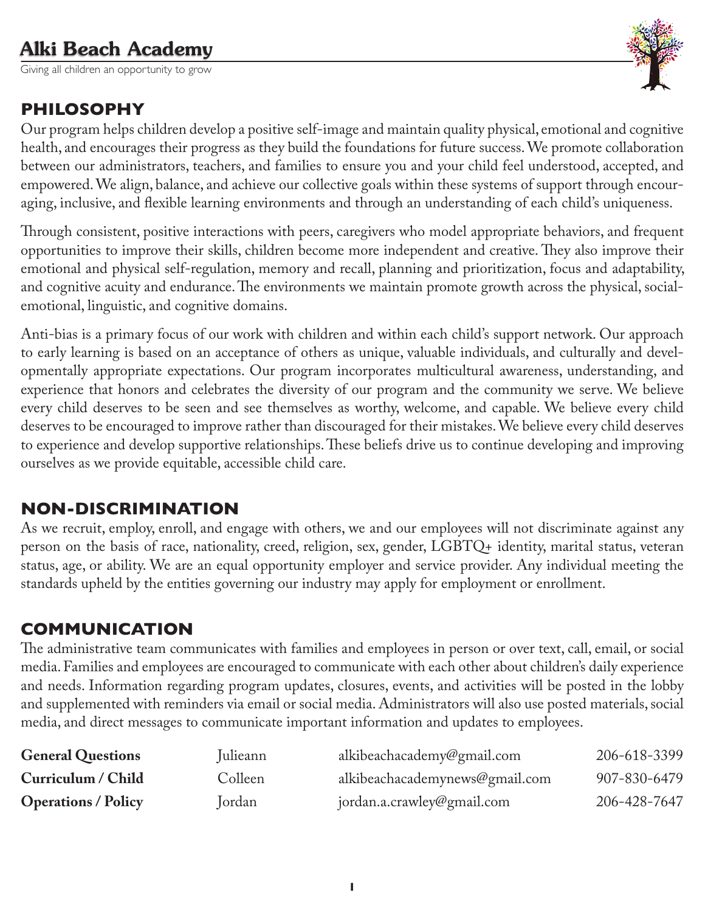# Alki Beach Academy

Giving all children an opportunity to grow

## PHILOSOPHY

Our program helps children develop a positive self-image and maintain quality physical, emotional and cognitive health, and encourages their progress as they build the foundations for future success. We promote collaboration between our administrators, teachers, and families to ensure you and your child feel understood, accepted, and empowered. We align, balance, and achieve our collective goals within these systems of support through encouraging, inclusive, and flexible learning environments and through an understanding of each child's uniqueness.

Through consistent, positive interactions with peers, caregivers who model appropriate behaviors, and frequent opportunities to improve their skills, children become more independent and creative. They also improve their emotional and physical self-regulation, memory and recall, planning and prioritization, focus and adaptability, and cognitive acuity and endurance. The environments we maintain promote growth across the physical, social-emotional, linguistic, and cognitive domains.

Anti-bias is a primary focus of our work with children and within each child's support network. Our approach to early learning is based on an acceptance of others as unique, valuable individuals, and culturally and developmentally appropriate expectations. Our program incorporates multicultural awareness, understanding, and experience that honors and celebrates the diversity of our program and the community we serve. We believe every child deserves to be seen and see themselves as worthy, welcome, and capable. We believe every child deserves to be encouraged to improve rather than discouraged for their mistakes. We believe every child deserves to experience and develop supportive relationships. These beliefs drive us to continue developing and improving ourselves as we provide equitable, accessible child care.

## NON-DISCRIMINATION

As we recruit, employ, enroll, and engage with others, we and our employees will not discriminate against any person on the basis of race, nationality, creed, religion, sex, gender, LGBTQ+ identity, marital status, veteran status, age, or ability. We are an equal opportunity employer and service provider. Any individual meeting the standards upheld by the entities governing our industry may apply for employment or enrollment.

## COMMUNICATION

The administrative team communicates with families and employees in person or over text, call, email, or social media. Families and employees are encouraged to communicate with each other about children's daily experience and needs. Information regarding program updates, closures, events, and activities will be posted in the lobby and supplemented with reminders via email or social media. Administrators will also use posted materials, social media, and direct messages to communicate important information and updates to employees.

| | | | |
|---|---|---|---|
| **General Questions** | Julieann | alkibeachacademy@gmail.com | 206-618-3399 |
| **Curriculum / Child** | Colleen | alkibeachacademynews@gmail.com | 907-830-6479 |
| **Operations / Policy** | Jordan | jordan.a.crawley@gmail.com | 206-428-7647 |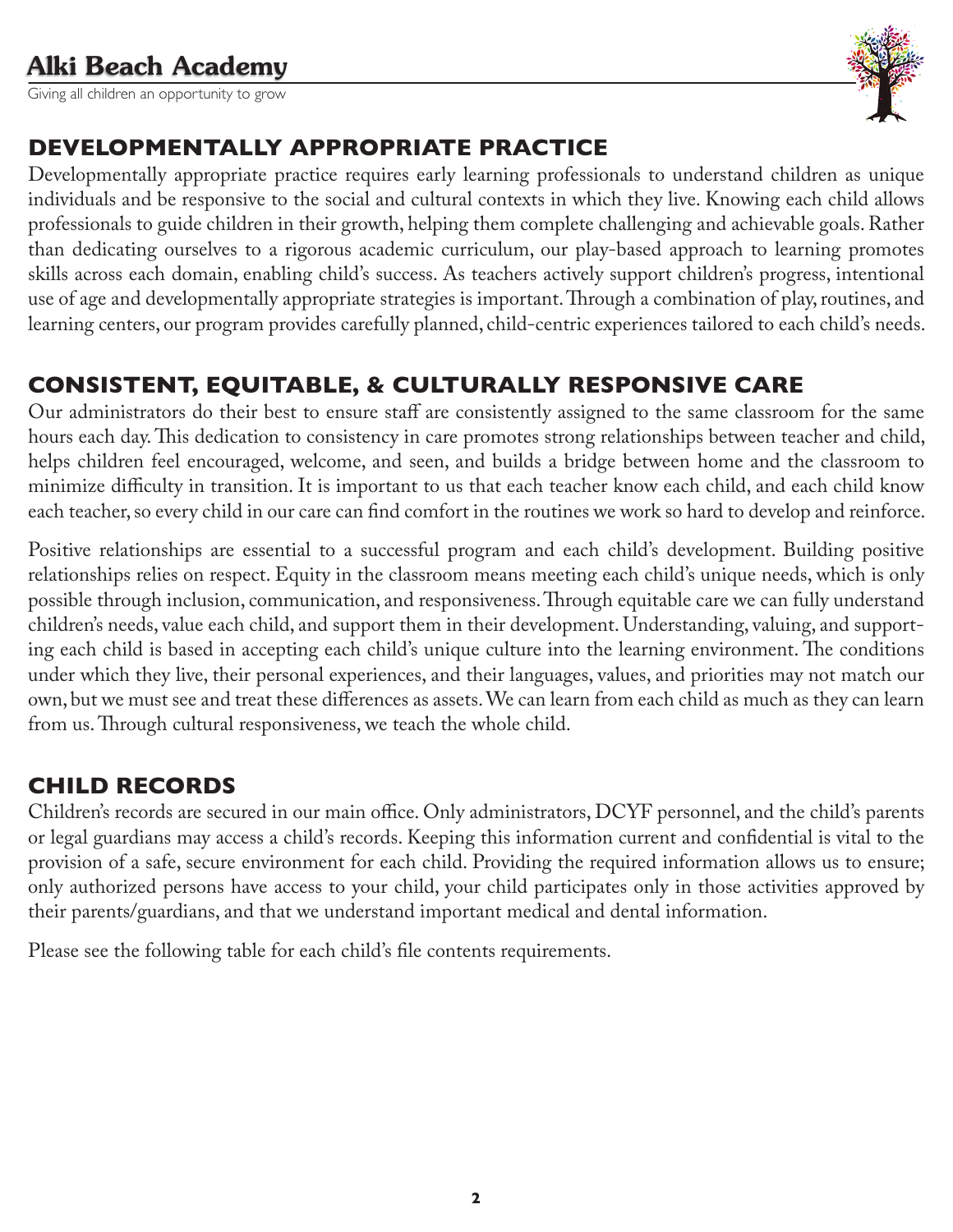## DEVELOPMENTALLY APPROPRIATE PRACTICE

Developmentally appropriate practice requires early learning professionals to understand children as unique individuals and be responsive to the social and cultural contexts in which they live. Knowing each child allows professionals to guide children in their growth, helping them complete challenging and achievable goals. Rather than dedicating ourselves to a rigorous academic curriculum, our play-based approach to learning promotes skills across each domain, enabling child's success. As teachers actively support children's progress, intentional use of age and developmentally appropriate strategies is important. Through a combination of play, routines, and learning centers, our program provides carefully planned, child-centric experiences tailored to each child's needs.

## CONSISTENT, EQUITABLE, & CULTURALLY RESPONSIVE CARE

Our administrators do their best to ensure staff are consistently assigned to the same classroom for the same hours each day. This dedication to consistency in care promotes strong relationships between teacher and child, helps children feel encouraged, welcome, and seen, and builds a bridge between home and the classroom to minimize difficulty in transition. It is important to us that each teacher know each child, and each child know each teacher, so every child in our care can find comfort in the routines we work so hard to develop and reinforce.

Positive relationships are essential to a successful program and each child's development. Building positive relationships relies on respect. Equity in the classroom means meeting each child's unique needs, which is only possible through inclusion, communication, and responsiveness. Through equitable care we can fully understand children's needs, value each child, and support them in their development. Understanding, valuing, and supporting each child is based in accepting each child's unique culture into the learning environment. The conditions under which they live, their personal experiences, and their languages, values, and priorities may not match our own, but we must see and treat these differences as assets. We can learn from each child as much as they can learn from us. Through cultural responsiveness, we teach the whole child.

## CHILD RECORDS

Children's records are secured in our main office. Only administrators, DCYF personnel, and the child's parents or legal guardians may access a child's records. Keeping this information current and confidential is vital to the provision of a safe, secure environment for each child. Providing the required information allows us to ensure; only authorized persons have access to your child, your child participates only in those activities approved by their parents/guardians, and that we understand important medical and dental information.

Please see the following table for each child's file contents requirements.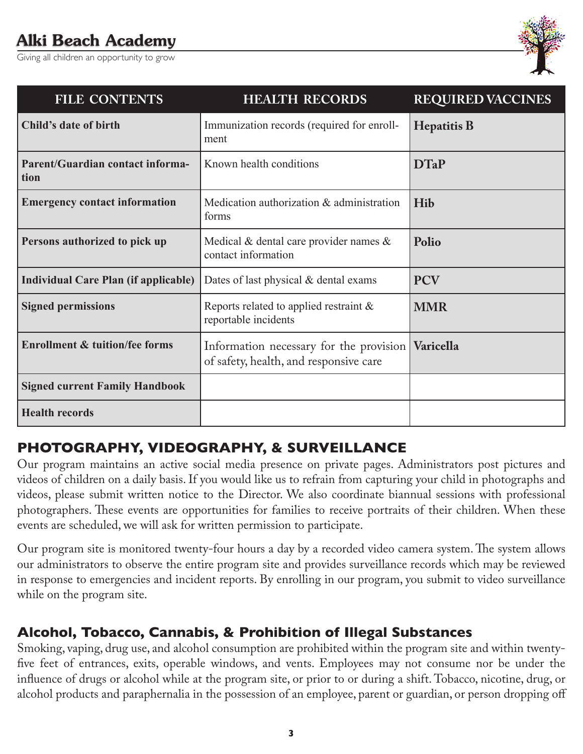| FILE CONTENTS | HEALTH RECORDS | REQUIRED VACCINES |
|---|---|---|
| **Child's date of birth** | Immunization records (required for enrollment | **Hepatitis B** |
| **Parent/Guardian contact information** | Known health conditions | **DTaP** |
| **Emergency contact information** | Medication authorization & administration forms | **Hib** |
| **Persons authorized to pick up** | Medical & dental care provider names & contact information | **Polio** |
| **Individual Care Plan (if applicable)** | Dates of last physical & dental exams | **PCV** |
| **Signed permissions** | Reports related to applied restraint & reportable incidents | **MMR** |
| **Enrollment & tuition/fee forms** | Information necessary for the provision of safety, health, and responsive care | **Varicella** |
| **Signed current Family Handbook** | | |
| **Health records** | | |

## PHOTOGRAPHY, VIDEOGRAPHY, & SURVEILLANCE

Our program maintains an active social media presence on private pages. Administrators post pictures and videos of children on a daily basis. If you would like us to refrain from capturing your child in photographs and videos, please submit written notice to the Director. We also coordinate biannual sessions with professional photographers. These events are opportunities for families to receive portraits of their children. When these events are scheduled, we will ask for written permission to participate.

Our program site is monitored twenty-four hours a day by a recorded video camera system. The system allows our administrators to observe the entire program site and provides surveillance records which may be reviewed in response to emergencies and incident reports. By enrolling in our program, you submit to video surveillance while on the program site.

## Alcohol, Tobacco, Cannabis, & Prohibition of Illegal Substances

Smoking, vaping, drug use, and alcohol consumption are prohibited within the program site and within twenty-five feet of entrances, exits, operable windows, and vents. Employees may not consume nor be under the influence of drugs or alcohol while at the program site, or prior to or during a shift. Tobacco, nicotine, drug, or alcohol products and paraphernalia in the possession of an employee, parent or guardian, or person dropping off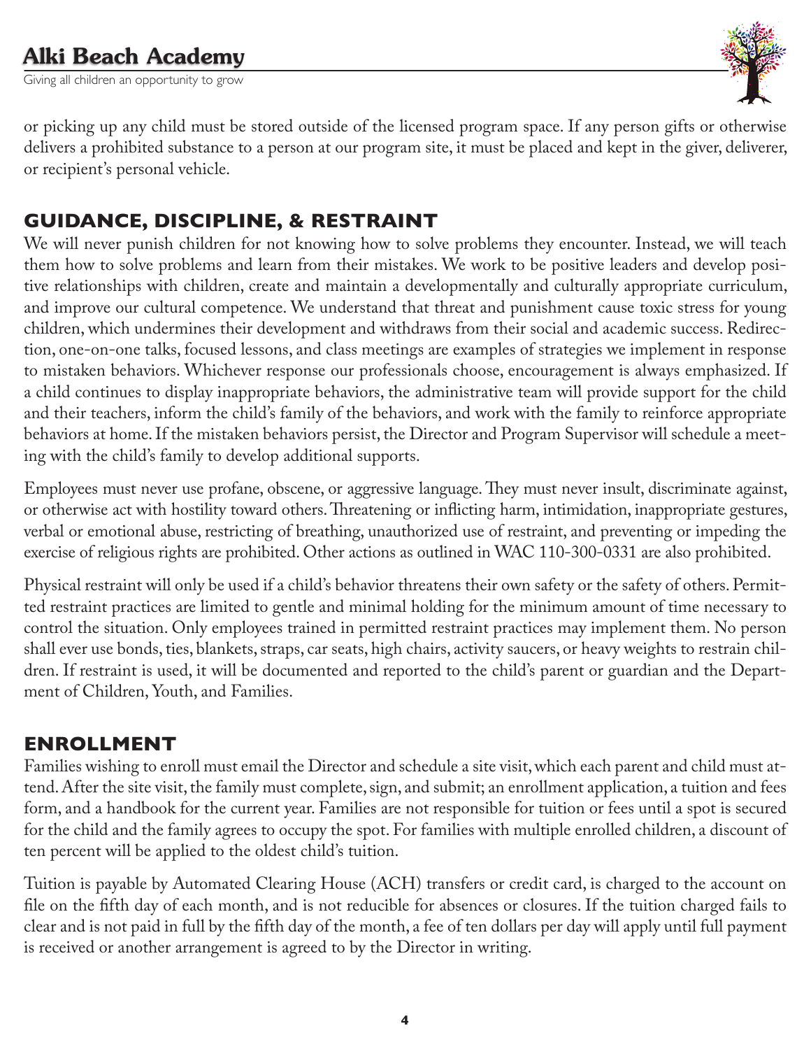or picking up any child must be stored outside of the licensed program space. If any person gifts or otherwise delivers a prohibited substance to a person at our program site, it must be placed and kept in the giver, deliverer, or recipient's personal vehicle.

## GUIDANCE, DISCIPLINE, & RESTRAINT

We will never punish children for not knowing how to solve problems they encounter. Instead, we will teach them how to solve problems and learn from their mistakes. We work to be positive leaders and develop positive relationships with children, create and maintain a developmentally and culturally appropriate curriculum, and improve our cultural competence. We understand that threat and punishment cause toxic stress for young children, which undermines their development and withdraws from their social and academic success. Redirection, one-on-one talks, focused lessons, and class meetings are examples of strategies we implement in response to mistaken behaviors. Whichever response our professionals choose, encouragement is always emphasized. If a child continues to display inappropriate behaviors, the administrative team will provide support for the child and their teachers, inform the child's family of the behaviors, and work with the family to reinforce appropriate behaviors at home. If the mistaken behaviors persist, the Director and Program Supervisor will schedule a meeting with the child's family to develop additional supports.

Employees must never use profane, obscene, or aggressive language. They must never insult, discriminate against, or otherwise act with hostility toward others. Threatening or inflicting harm, intimidation, inappropriate gestures, verbal or emotional abuse, restricting of breathing, unauthorized use of restraint, and preventing or impeding the exercise of religious rights are prohibited. Other actions as outlined in WAC 110-300-0331 are also prohibited.

Physical restraint will only be used if a child's behavior threatens their own safety or the safety of others. Permitted restraint practices are limited to gentle and minimal holding for the minimum amount of time necessary to control the situation. Only employees trained in permitted restraint practices may implement them. No person shall ever use bonds, ties, blankets, straps, car seats, high chairs, activity saucers, or heavy weights to restrain children. If restraint is used, it will be documented and reported to the child's parent or guardian and the Department of Children, Youth, and Families.

## ENROLLMENT

Families wishing to enroll must email the Director and schedule a site visit, which each parent and child must attend. After the site visit, the family must complete, sign, and submit; an enrollment application, a tuition and fees form, and a handbook for the current year. Families are not responsible for tuition or fees until a spot is secured for the child and the family agrees to occupy the spot. For families with multiple enrolled children, a discount of ten percent will be applied to the oldest child's tuition.

Tuition is payable by Automated Clearing House (ACH) transfers or credit card, is charged to the account on file on the fifth day of each month, and is not reducible for absences or closures. If the tuition charged fails to clear and is not paid in full by the fifth day of the month, a fee of ten dollars per day will apply until full payment is received or another arrangement is agreed to by the Director in writing.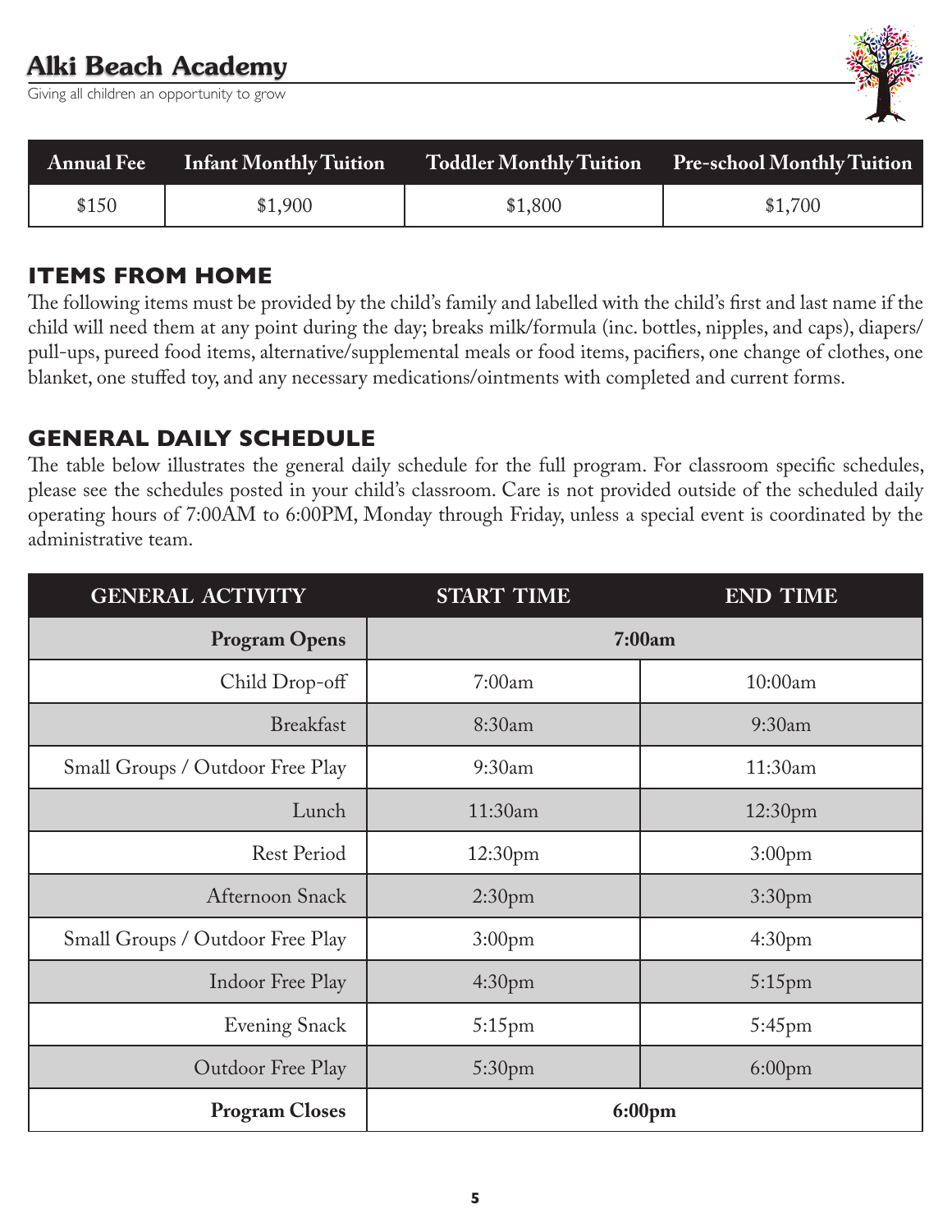# Alki Beach Academy

Giving all children an opportunity to grow

| Annual Fee | Infant Monthly Tuition | Toddler Monthly Tuition | Pre-school Monthly Tuition |
|---|---|---|---|
| $150 | $1,900 | $1,800 | $1,700 |

## ITEMS FROM HOME

The following items must be provided by the child's family and labelled with the child's first and last name if the child will need them at any point during the day; breaks milk/formula (inc. bottles, nipples, and caps), diapers/pull-ups, pureed food items, alternative/supplemental meals or food items, pacifiers, one change of clothes, one blanket, one stuffed toy, and any necessary medications/ointments with completed and current forms.

## GENERAL DAILY SCHEDULE

The table below illustrates the general daily schedule for the full program. For classroom specific schedules, please see the schedules posted in your child's classroom. Care is not provided outside of the scheduled daily operating hours of 7:00AM to 6:00PM, Monday through Friday, unless a special event is coordinated by the administrative team.

| GENERAL ACTIVITY | START TIME | END TIME |
|---|---|---|
| **Program Opens** | **7:00am** | |
| Child Drop-off | 7:00am | 10:00am |
| Breakfast | 8:30am | 9:30am |
| Small Groups / Outdoor Free Play | 9:30am | 11:30am |
| Lunch | 11:30am | 12:30pm |
| Rest Period | 12:30pm | 3:00pm |
| Afternoon Snack | 2:30pm | 3:30pm |
| Small Groups / Outdoor Free Play | 3:00pm | 4:30pm |
| Indoor Free Play | 4:30pm | 5:15pm |
| Evening Snack | 5:15pm | 5:45pm |
| Outdoor Free Play | 5:30pm | 6:00pm |
| **Program Closes** | **6:00pm** | |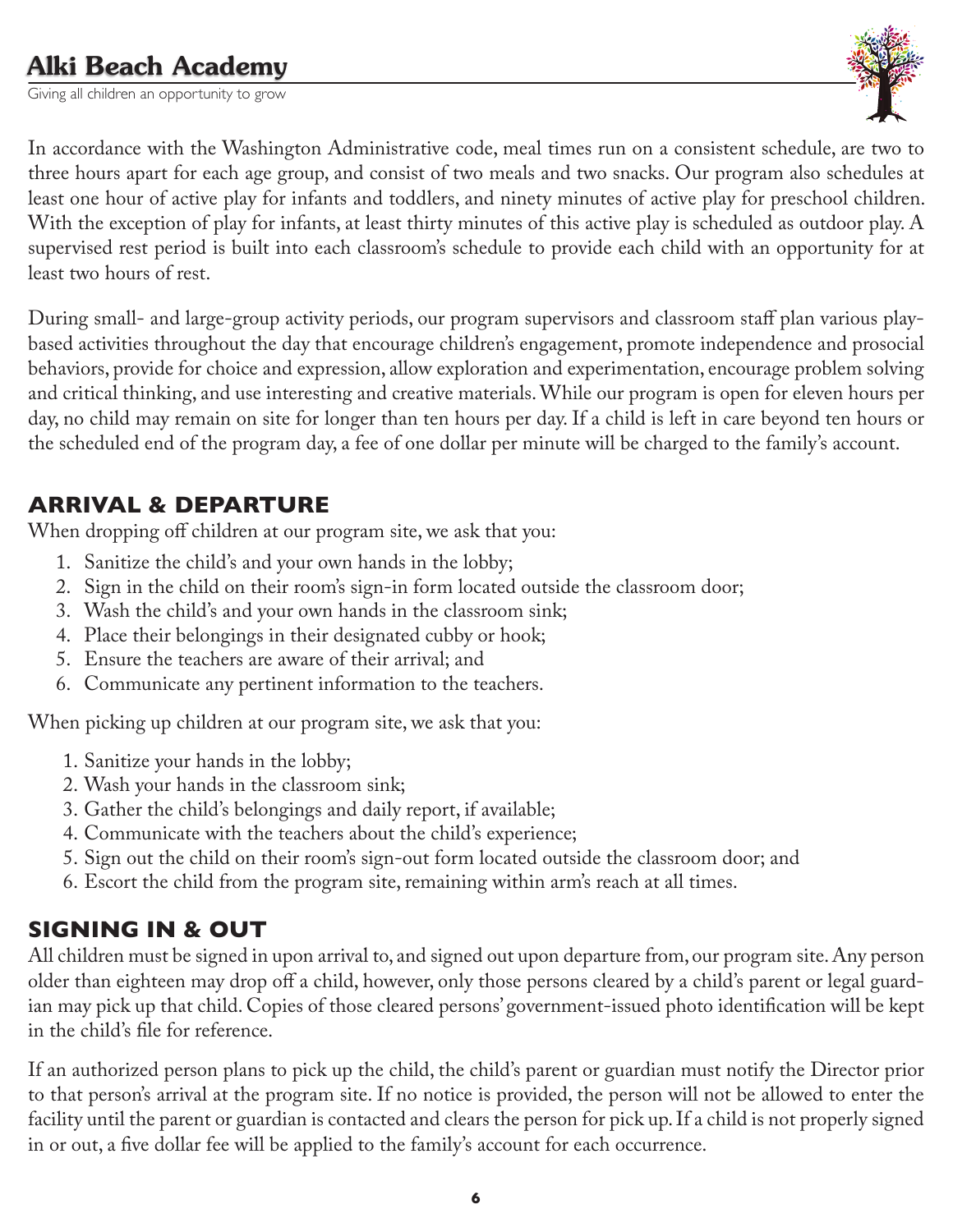In accordance with the Washington Administrative code, meal times run on a consistent schedule, are two to three hours apart for each age group, and consist of two meals and two snacks. Our program also schedules at least one hour of active play for infants and toddlers, and ninety minutes of active play for preschool children. With the exception of play for infants, at least thirty minutes of this active play is scheduled as outdoor play. A supervised rest period is built into each classroom's schedule to provide each child with an opportunity for at least two hours of rest.

During small- and large-group activity periods, our program supervisors and classroom staff plan various play-based activities throughout the day that encourage children's engagement, promote independence and prosocial behaviors, provide for choice and expression, allow exploration and experimentation, encourage problem solving and critical thinking, and use interesting and creative materials. While our program is open for eleven hours per day, no child may remain on site for longer than ten hours per day. If a child is left in care beyond ten hours or the scheduled end of the program day, a fee of one dollar per minute will be charged to the family's account.

## ARRIVAL & DEPARTURE

When dropping off children at our program site, we ask that you:

1. Sanitize the child's and your own hands in the lobby;
2. Sign in the child on their room's sign-in form located outside the classroom door;
3. Wash the child's and your own hands in the classroom sink;
4. Place their belongings in their designated cubby or hook;
5. Ensure the teachers are aware of their arrival; and
6. Communicate any pertinent information to the teachers.

When picking up children at our program site, we ask that you:

1. Sanitize your hands in the lobby;
2. Wash your hands in the classroom sink;
3. Gather the child's belongings and daily report, if available;
4. Communicate with the teachers about the child's experience;
5. Sign out the child on their room's sign-out form located outside the classroom door; and
6. Escort the child from the program site, remaining within arm's reach at all times.

## SIGNING IN & OUT

All children must be signed in upon arrival to, and signed out upon departure from, our program site. Any person older than eighteen may drop off a child, however, only those persons cleared by a child's parent or legal guardian may pick up that child. Copies of those cleared persons' government-issued photo identification will be kept in the child's file for reference.

If an authorized person plans to pick up the child, the child's parent or guardian must notify the Director prior to that person's arrival at the program site. If no notice is provided, the person will not be allowed to enter the facility until the parent or guardian is contacted and clears the person for pick up. If a child is not properly signed in or out, a five dollar fee will be applied to the family's account for each occurrence.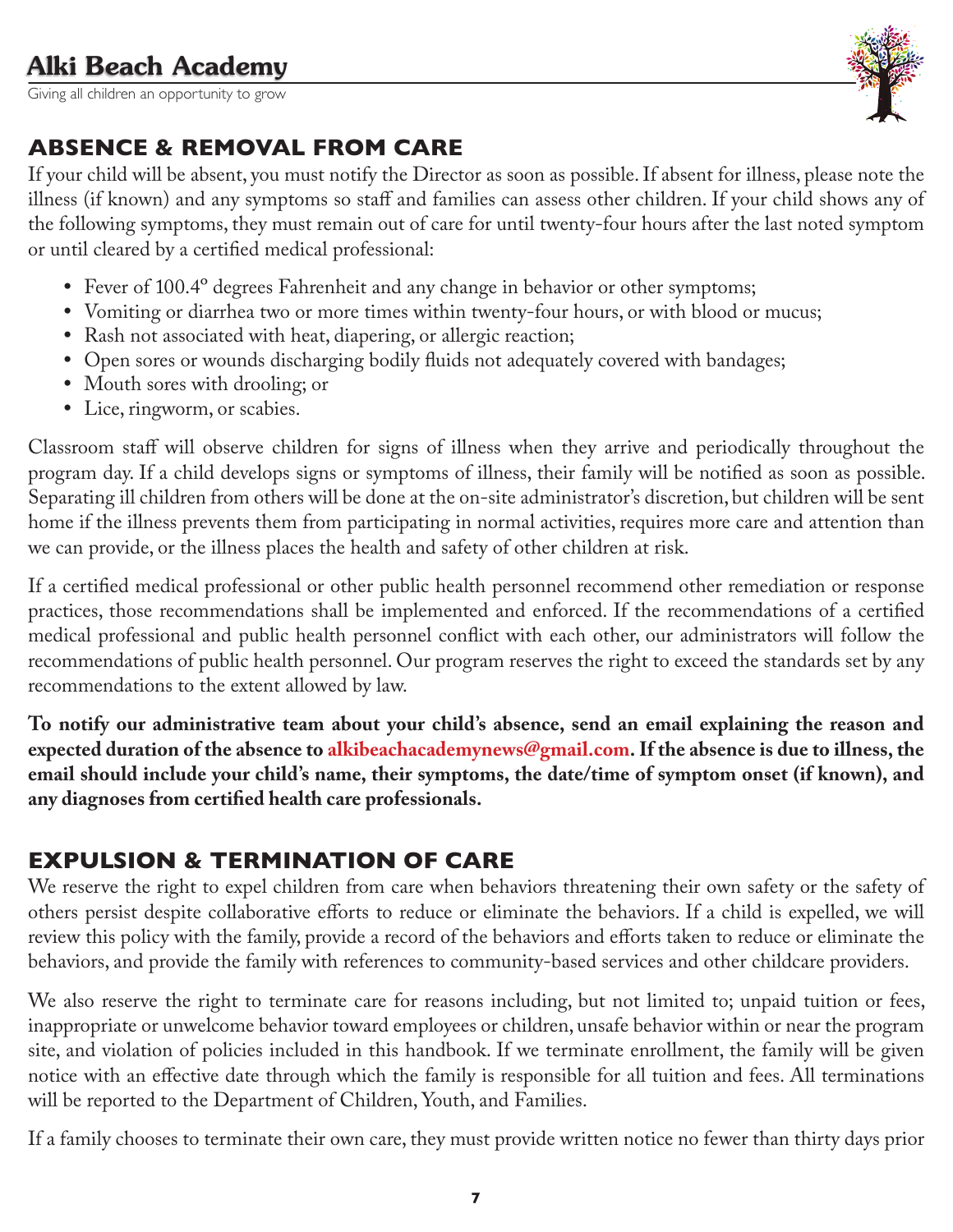## ABSENCE & REMOVAL FROM CARE

If your child will be absent, you must notify the Director as soon as possible. If absent for illness, please note the illness (if known) and any symptoms so staff and families can assess other children. If your child shows any of the following symptoms, they must remain out of care for until twenty-four hours after the last noted symptom or until cleared by a certified medical professional:

- Fever of 100.4º degrees Fahrenheit and any change in behavior or other symptoms;
- Vomiting or diarrhea two or more times within twenty-four hours, or with blood or mucus;
- Rash not associated with heat, diapering, or allergic reaction;
- Open sores or wounds discharging bodily fluids not adequately covered with bandages;
- Mouth sores with drooling; or
- Lice, ringworm, or scabies.

Classroom staff will observe children for signs of illness when they arrive and periodically throughout the program day. If a child develops signs or symptoms of illness, their family will be notified as soon as possible. Separating ill children from others will be done at the on-site administrator's discretion, but children will be sent home if the illness prevents them from participating in normal activities, requires more care and attention than we can provide, or the illness places the health and safety of other children at risk.

If a certified medical professional or other public health personnel recommend other remediation or response practices, those recommendations shall be implemented and enforced. If the recommendations of a certified medical professional and public health personnel conflict with each other, our administrators will follow the recommendations of public health personnel. Our program reserves the right to exceed the standards set by any recommendations to the extent allowed by law.

**To notify our administrative team about your child's absence, send an email explaining the reason and expected duration of the absence to alkibeachacademynews@gmail.com. If the absence is due to illness, the email should include your child's name, their symptoms, the date/time of symptom onset (if known), and any diagnoses from certified health care professionals.**

## EXPULSION & TERMINATION OF CARE

We reserve the right to expel children from care when behaviors threatening their own safety or the safety of others persist despite collaborative efforts to reduce or eliminate the behaviors. If a child is expelled, we will review this policy with the family, provide a record of the behaviors and efforts taken to reduce or eliminate the behaviors, and provide the family with references to community-based services and other childcare providers.

We also reserve the right to terminate care for reasons including, but not limited to; unpaid tuition or fees, inappropriate or unwelcome behavior toward employees or children, unsafe behavior within or near the program site, and violation of policies included in this handbook. If we terminate enrollment, the family will be given notice with an effective date through which the family is responsible for all tuition and fees. All terminations will be reported to the Department of Children, Youth, and Families.

If a family chooses to terminate their own care, they must provide written notice no fewer than thirty days prior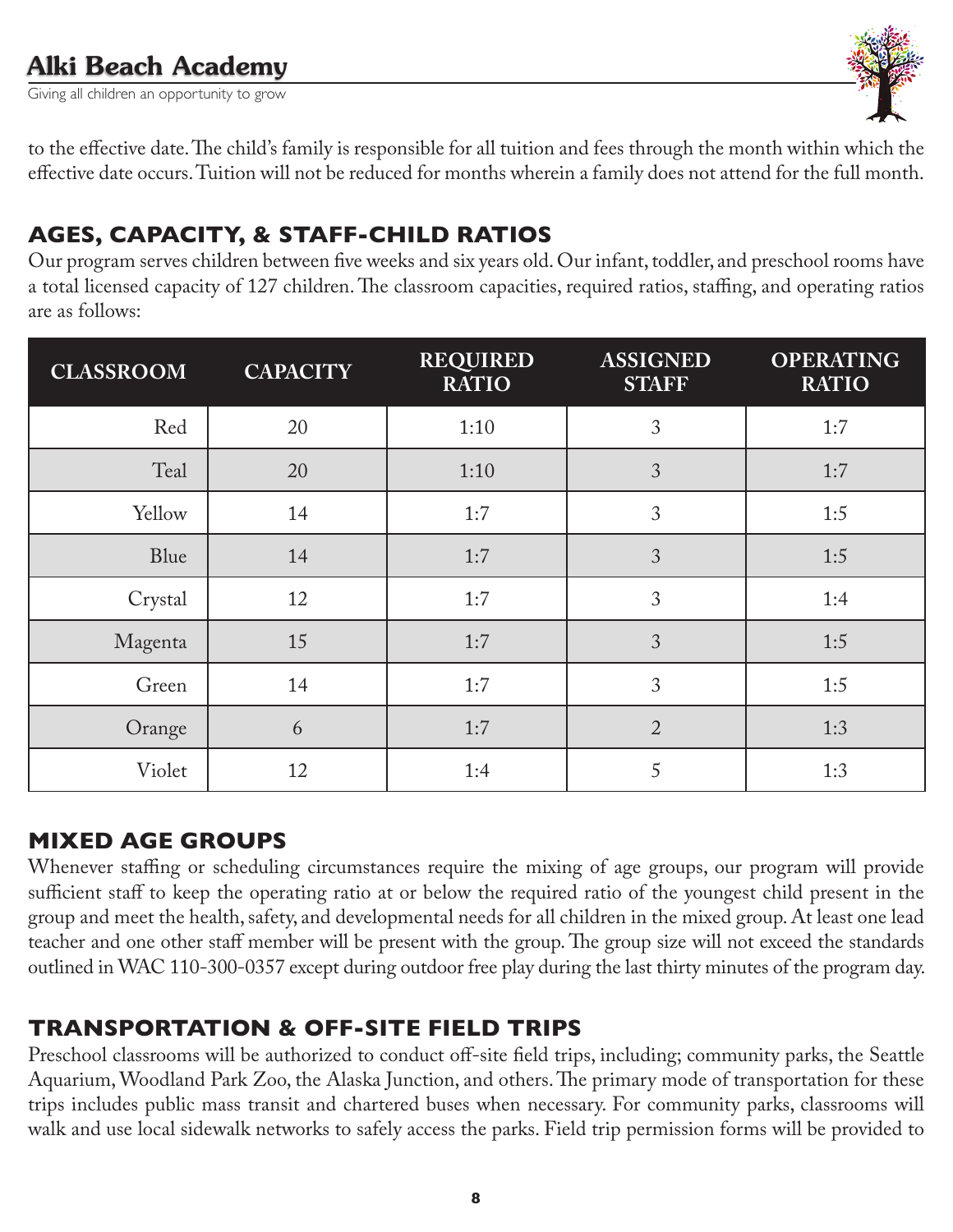to the effective date. The child's family is responsible for all tuition and fees through the month within which the effective date occurs. Tuition will not be reduced for months wherein a family does not attend for the full month.

## AGES, CAPACITY, & STAFF-CHILD RATIOS

Our program serves children between five weeks and six years old. Our infant, toddler, and preschool rooms have a total licensed capacity of 127 children. The classroom capacities, required ratios, staffing, and operating ratios are as follows:

| CLASSROOM | CAPACITY | REQUIRED RATIO | ASSIGNED STAFF | OPERATING RATIO |
|---|---|---|---|---|
| Red | 20 | 1:10 | 3 | 1:7 |
| Teal | 20 | 1:10 | 3 | 1:7 |
| Yellow | 14 | 1:7 | 3 | 1:5 |
| Blue | 14 | 1:7 | 3 | 1:5 |
| Crystal | 12 | 1:7 | 3 | 1:4 |
| Magenta | 15 | 1:7 | 3 | 1:5 |
| Green | 14 | 1:7 | 3 | 1:5 |
| Orange | 6 | 1:7 | 2 | 1:3 |
| Violet | 12 | 1:4 | 5 | 1:3 |

## MIXED AGE GROUPS

Whenever staffing or scheduling circumstances require the mixing of age groups, our program will provide sufficient staff to keep the operating ratio at or below the required ratio of the youngest child present in the group and meet the health, safety, and developmental needs for all children in the mixed group. At least one lead teacher and one other staff member will be present with the group. The group size will not exceed the standards outlined in WAC 110-300-0357 except during outdoor free play during the last thirty minutes of the program day.

## TRANSPORTATION & OFF-SITE FIELD TRIPS

Preschool classrooms will be authorized to conduct off-site field trips, including; community parks, the Seattle Aquarium, Woodland Park Zoo, the Alaska Junction, and others. The primary mode of transportation for these trips includes public mass transit and chartered buses when necessary. For community parks, classrooms will walk and use local sidewalk networks to safely access the parks. Field trip permission forms will be provided to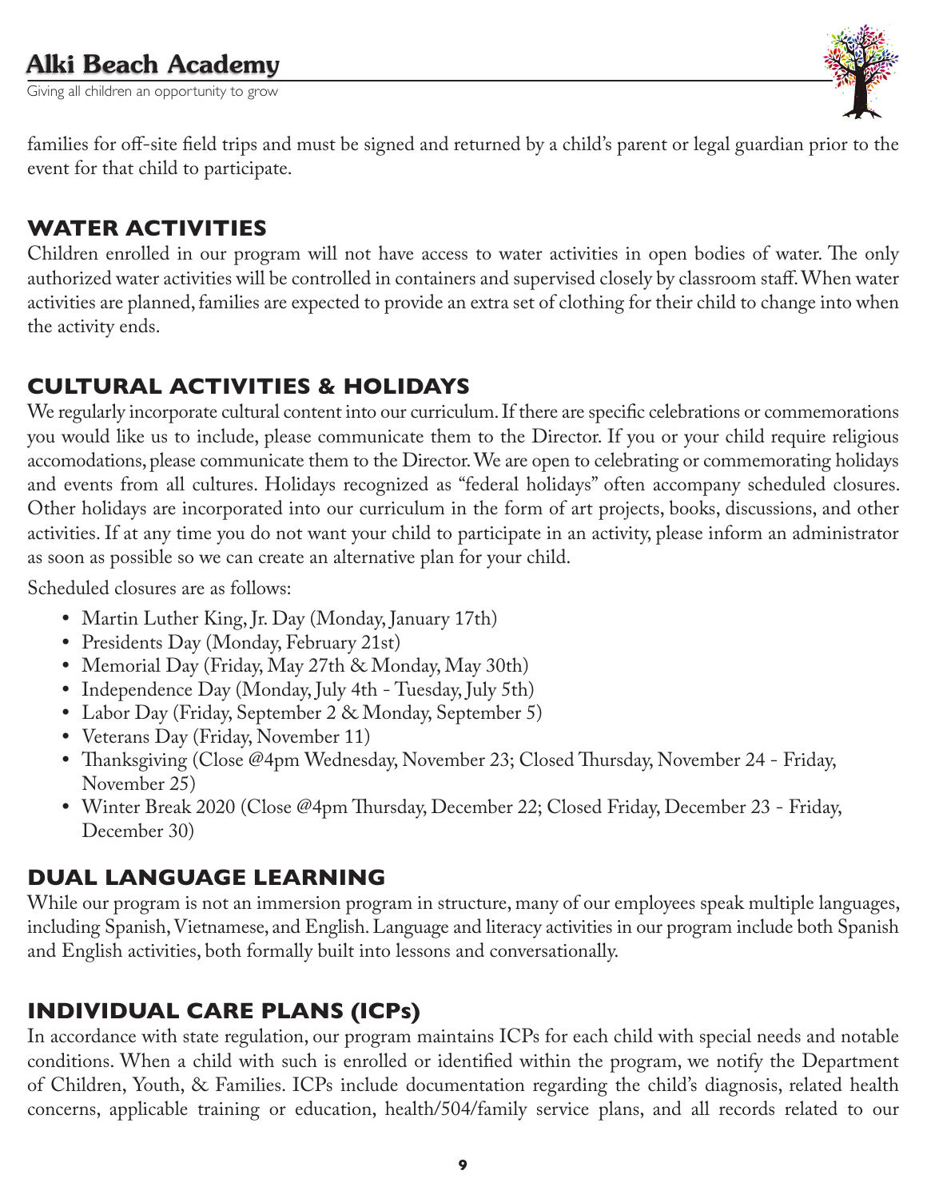families for off-site field trips and must be signed and returned by a child's parent or legal guardian prior to the event for that child to participate.

## WATER ACTIVITIES

Children enrolled in our program will not have access to water activities in open bodies of water. The only authorized water activities will be controlled in containers and supervised closely by classroom staff. When water activities are planned, families are expected to provide an extra set of clothing for their child to change into when the activity ends.

## CULTURAL ACTIVITIES & HOLIDAYS

We regularly incorporate cultural content into our curriculum. If there are specific celebrations or commemorations you would like us to include, please communicate them to the Director. If you or your child require religious accomodations, please communicate them to the Director. We are open to celebrating or commemorating holidays and events from all cultures. Holidays recognized as "federal holidays" often accompany scheduled closures. Other holidays are incorporated into our curriculum in the form of art projects, books, discussions, and other activities. If at any time you do not want your child to participate in an activity, please inform an administrator as soon as possible so we can create an alternative plan for your child.

Scheduled closures are as follows:

- Martin Luther King, Jr. Day (Monday, January 17th)
- Presidents Day (Monday, February 21st)
- Memorial Day (Friday, May 27th & Monday, May 30th)
- Independence Day (Monday, July 4th - Tuesday, July 5th)
- Labor Day (Friday, September 2 & Monday, September 5)
- Veterans Day (Friday, November 11)
- Thanksgiving (Close @4pm Wednesday, November 23; Closed Thursday, November 24 - Friday, November 25)
- Winter Break 2020 (Close @4pm Thursday, December 22; Closed Friday, December 23 - Friday, December 30)

## DUAL LANGUAGE LEARNING

While our program is not an immersion program in structure, many of our employees speak multiple languages, including Spanish, Vietnamese, and English. Language and literacy activities in our program include both Spanish and English activities, both formally built into lessons and conversationally.

## INDIVIDUAL CARE PLANS (ICPs)

In accordance with state regulation, our program maintains ICPs for each child with special needs and notable conditions. When a child with such is enrolled or identified within the program, we notify the Department of Children, Youth, & Families. ICPs include documentation regarding the child's diagnosis, related health concerns, applicable training or education, health/504/family service plans, and all records related to our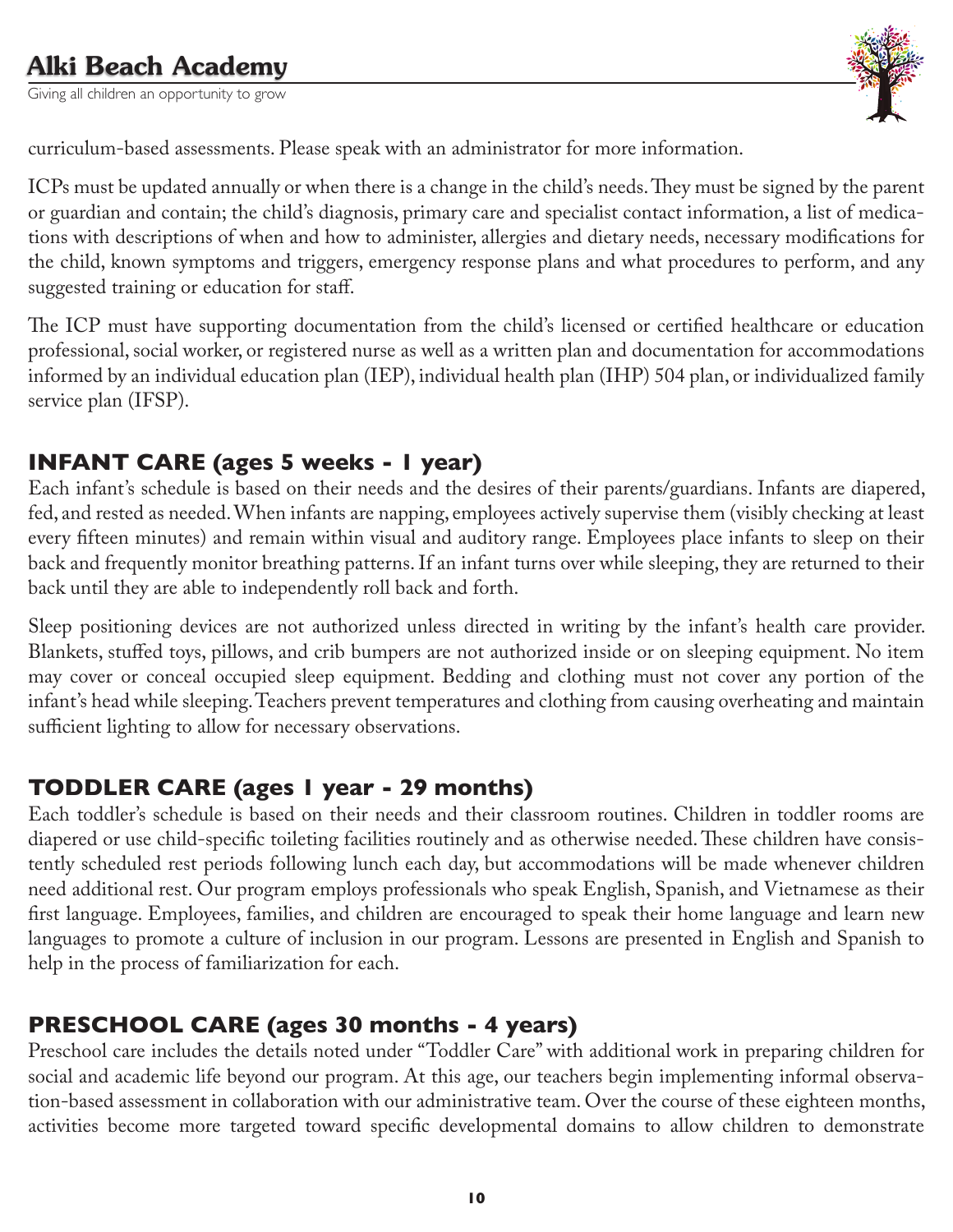curriculum-based assessments. Please speak with an administrator for more information.

ICPs must be updated annually or when there is a change in the child's needs. They must be signed by the parent or guardian and contain; the child's diagnosis, primary care and specialist contact information, a list of medications with descriptions of when and how to administer, allergies and dietary needs, necessary modifications for the child, known symptoms and triggers, emergency response plans and what procedures to perform, and any suggested training or education for staff.

The ICP must have supporting documentation from the child's licensed or certified healthcare or education professional, social worker, or registered nurse as well as a written plan and documentation for accommodations informed by an individual education plan (IEP), individual health plan (IHP) 504 plan, or individualized family service plan (IFSP).

## INFANT CARE (ages 5 weeks - 1 year)

Each infant's schedule is based on their needs and the desires of their parents/guardians. Infants are diapered, fed, and rested as needed. When infants are napping, employees actively supervise them (visibly checking at least every fifteen minutes) and remain within visual and auditory range. Employees place infants to sleep on their back and frequently monitor breathing patterns. If an infant turns over while sleeping, they are returned to their back until they are able to independently roll back and forth.

Sleep positioning devices are not authorized unless directed in writing by the infant's health care provider. Blankets, stuffed toys, pillows, and crib bumpers are not authorized inside or on sleeping equipment. No item may cover or conceal occupied sleep equipment. Bedding and clothing must not cover any portion of the infant's head while sleeping. Teachers prevent temperatures and clothing from causing overheating and maintain sufficient lighting to allow for necessary observations.

## TODDLER CARE (ages 1 year - 29 months)

Each toddler's schedule is based on their needs and their classroom routines. Children in toddler rooms are diapered or use child-specific toileting facilities routinely and as otherwise needed. These children have consistently scheduled rest periods following lunch each day, but accommodations will be made whenever children need additional rest. Our program employs professionals who speak English, Spanish, and Vietnamese as their first language. Employees, families, and children are encouraged to speak their home language and learn new languages to promote a culture of inclusion in our program. Lessons are presented in English and Spanish to help in the process of familiarization for each.

## PRESCHOOL CARE (ages 30 months - 4 years)

Preschool care includes the details noted under "Toddler Care" with additional work in preparing children for social and academic life beyond our program. At this age, our teachers begin implementing informal observation-based assessment in collaboration with our administrative team. Over the course of these eighteen months, activities become more targeted toward specific developmental domains to allow children to demonstrate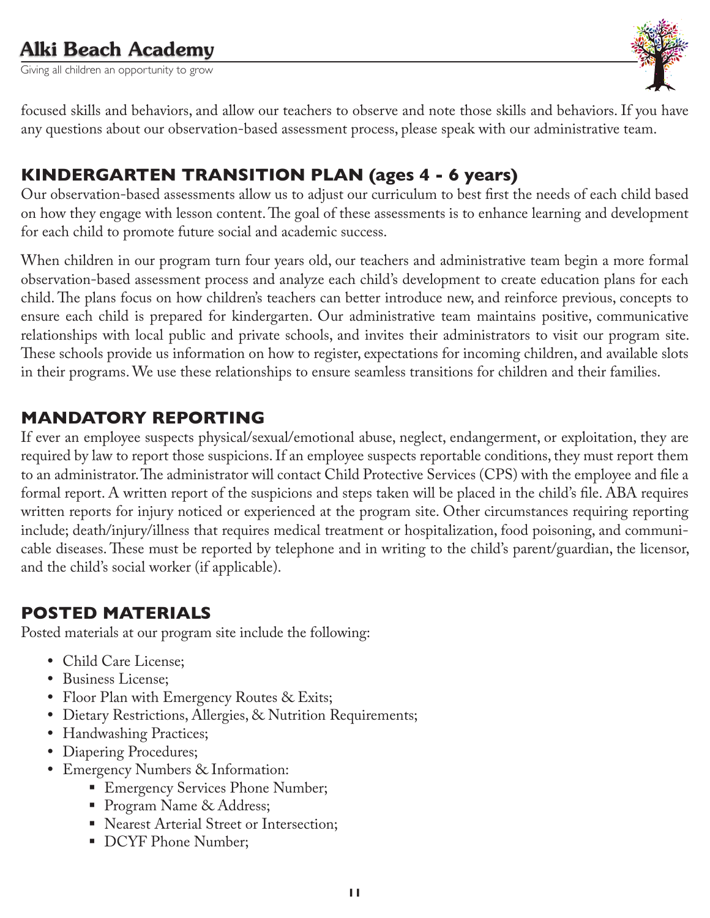focused skills and behaviors, and allow our teachers to observe and note those skills and behaviors. If you have any questions about our observation-based assessment process, please speak with our administrative team.

## KINDERGARTEN TRANSITION PLAN (ages 4 - 6 years)

Our observation-based assessments allow us to adjust our curriculum to best first the needs of each child based on how they engage with lesson content. The goal of these assessments is to enhance learning and development for each child to promote future social and academic success.

When children in our program turn four years old, our teachers and administrative team begin a more formal observation-based assessment process and analyze each child's development to create education plans for each child. The plans focus on how children's teachers can better introduce new, and reinforce previous, concepts to ensure each child is prepared for kindergarten. Our administrative team maintains positive, communicative relationships with local public and private schools, and invites their administrators to visit our program site. These schools provide us information on how to register, expectations for incoming children, and available slots in their programs. We use these relationships to ensure seamless transitions for children and their families.

## MANDATORY REPORTING

If ever an employee suspects physical/sexual/emotional abuse, neglect, endangerment, or exploitation, they are required by law to report those suspicions. If an employee suspects reportable conditions, they must report them to an administrator. The administrator will contact Child Protective Services (CPS) with the employee and file a formal report. A written report of the suspicions and steps taken will be placed in the child's file. ABA requires written reports for injury noticed or experienced at the program site. Other circumstances requiring reporting include; death/injury/illness that requires medical treatment or hospitalization, food poisoning, and communicable diseases. These must be reported by telephone and in writing to the child's parent/guardian, the licensor, and the child's social worker (if applicable).

## POSTED MATERIALS

Posted materials at our program site include the following:

- Child Care License;
- Business License;
- Floor Plan with Emergency Routes & Exits;
- Dietary Restrictions, Allergies, & Nutrition Requirements;
- Handwashing Practices;
- Diapering Procedures;
- Emergency Numbers & Information:
  - Emergency Services Phone Number;
  - Program Name & Address;
  - Nearest Arterial Street or Intersection;
  - DCYF Phone Number;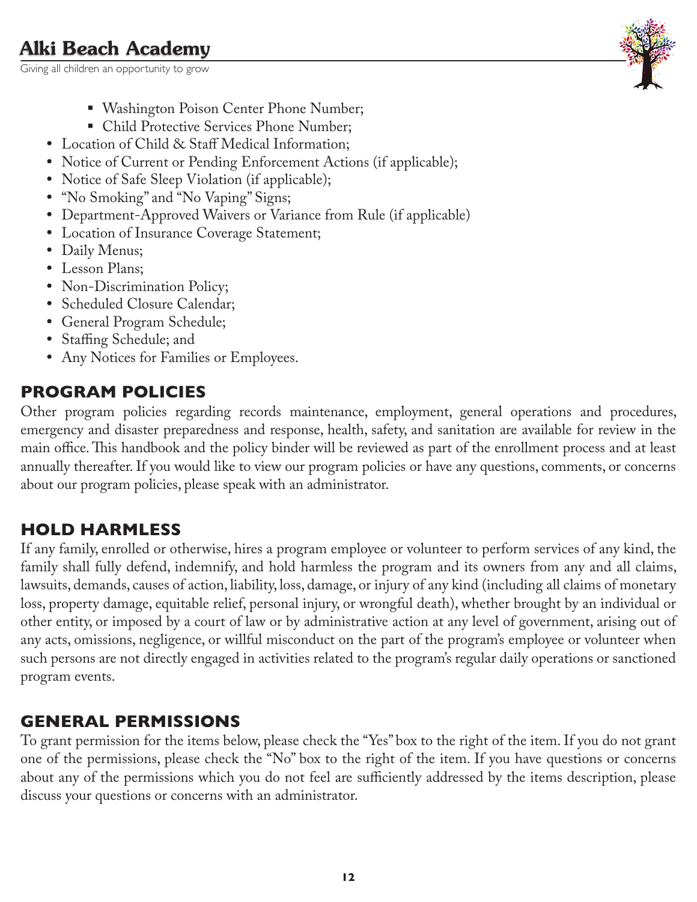- Washington Poison Center Phone Number;
    - Child Protective Services Phone Number;
- Location of Child & Staff Medical Information;
- Notice of Current or Pending Enforcement Actions (if applicable);
- Notice of Safe Sleep Violation (if applicable);
- "No Smoking" and "No Vaping" Signs;
- Department-Approved Waivers or Variance from Rule (if applicable)
- Location of Insurance Coverage Statement;
- Daily Menus;
- Lesson Plans;
- Non-Discrimination Policy;
- Scheduled Closure Calendar;
- General Program Schedule;
- Staffing Schedule; and
- Any Notices for Families or Employees.

## PROGRAM POLICIES

Other program policies regarding records maintenance, employment, general operations and procedures, emergency and disaster preparedness and response, health, safety, and sanitation are available for review in the main office. This handbook and the policy binder will be reviewed as part of the enrollment process and at least annually thereafter. If you would like to view our program policies or have any questions, comments, or concerns about our program policies, please speak with an administrator.

## HOLD HARMLESS

If any family, enrolled or otherwise, hires a program employee or volunteer to perform services of any kind, the family shall fully defend, indemnify, and hold harmless the program and its owners from any and all claims, lawsuits, demands, causes of action, liability, loss, damage, or injury of any kind (including all claims of monetary loss, property damage, equitable relief, personal injury, or wrongful death), whether brought by an individual or other entity, or imposed by a court of law or by administrative action at any level of government, arising out of any acts, omissions, negligence, or willful misconduct on the part of the program's employee or volunteer when such persons are not directly engaged in activities related to the program's regular daily operations or sanctioned program events.

## GENERAL PERMISSIONS

To grant permission for the items below, please check the "Yes" box to the right of the item. If you do not grant one of the permissions, please check the "No" box to the right of the item. If you have questions or concerns about any of the permissions which you do not feel are sufficiently addressed by the items description, please discuss your questions or concerns with an administrator.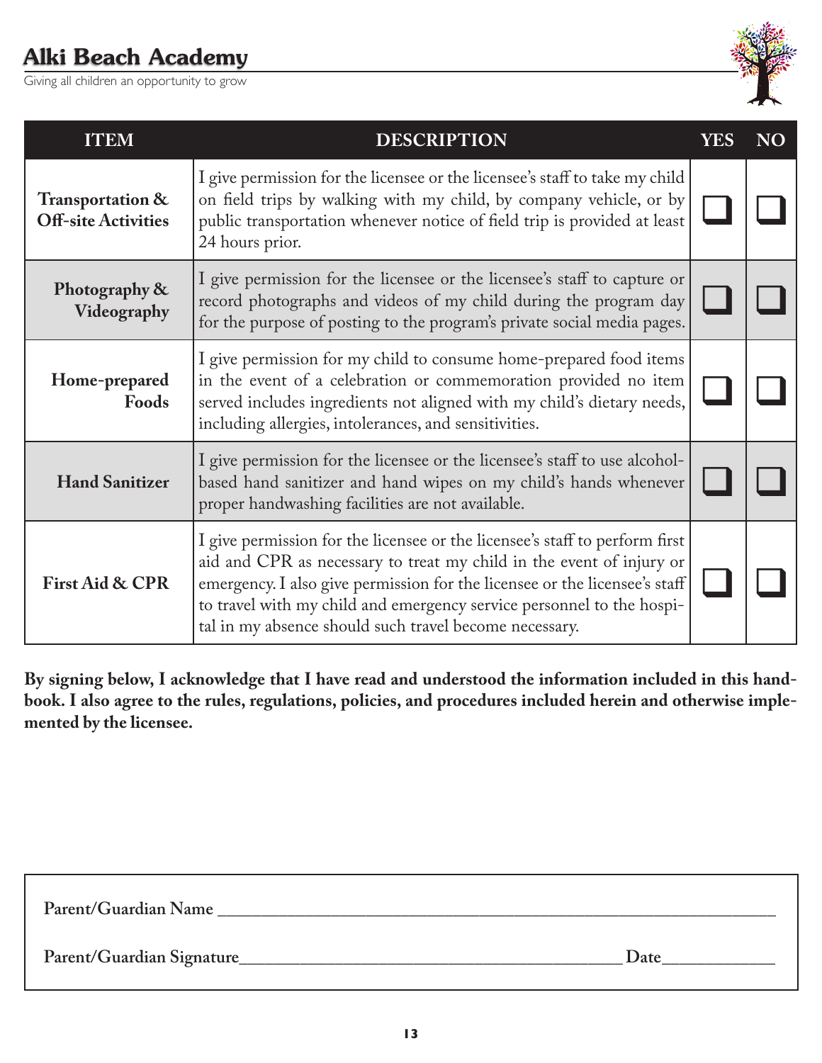| ITEM | DESCRIPTION | YES | NO |
|---|---|---|---|
| **Transportation & Off-site Activities** | I give permission for the licensee or the licensee's staff to take my child on field trips by walking with my child, by company vehicle, or by public transportation whenever notice of field trip is provided at least 24 hours prior. | ❑ | ❑ |
| **Photography & Videography** | I give permission for the licensee or the licensee's staff to capture or record photographs and videos of my child during the program day for the purpose of posting to the program's private social media pages. | ❑ | ❑ |
| **Home-prepared Foods** | I give permission for my child to consume home-prepared food items in the event of a celebration or commemoration provided no item served includes ingredients not aligned with my child's dietary needs, including allergies, intolerances, and sensitivities. | ❑ | ❑ |
| **Hand Sanitizer** | I give permission for the licensee or the licensee's staff to use alcohol-based hand sanitizer and hand wipes on my child's hands whenever proper handwashing facilities are not available. | ❑ | ❑ |
| **First Aid & CPR** | I give permission for the licensee or the licensee's staff to perform first aid and CPR as necessary to treat my child in the event of injury or emergency. I also give permission for the licensee or the licensee's staff to travel with my child and emergency service personnel to the hospital in my absence should such travel become necessary. | ❑ | ❑ |

**By signing below, I acknowledge that I have read and understood the information included in this handbook. I also agree to the rules, regulations, policies, and procedures included herein and otherwise implemented by the licensee.**

**Parent/Guardian Name** ____________________________________________

**Parent/Guardian Signature** ______________________________ **Date** ____________